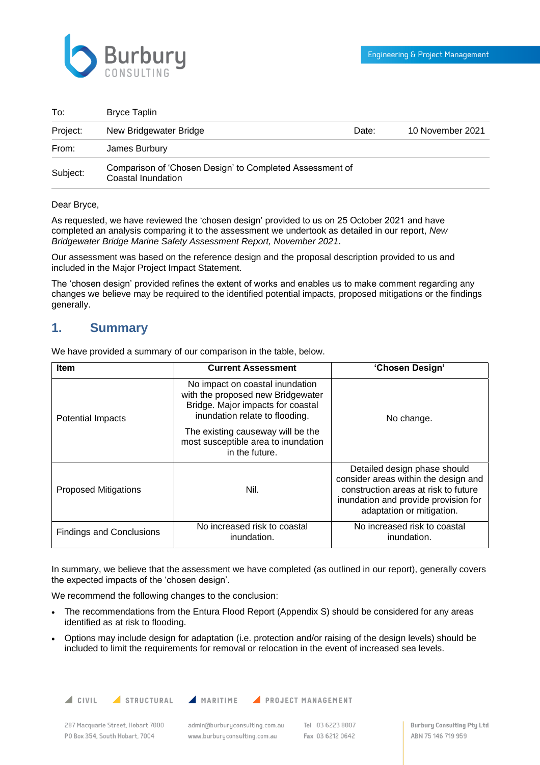Burbury CONSULTING

Engineering & Project Management

| | | | |
|---|---|---|---|
| To: | Bryce Taplin | | |
| Project: | New Bridgewater Bridge | Date: | 10 November 2021 |
| From: | James Burbury | | |
| Subject: | Comparison of 'Chosen Design' to Completed Assessment of Coastal Inundation | | |

Dear Bryce,

As requested, we have reviewed the 'chosen design' provided to us on 25 October 2021 and have completed an analysis comparing it to the assessment we undertook as detailed in our report, *New Bridgewater Bridge Marine Safety Assessment Report, November 2021*.

Our assessment was based on the reference design and the proposal description provided to us and included in the Major Project Impact Statement.

The 'chosen design' provided refines the extent of works and enables us to make comment regarding any changes we believe may be required to the identified potential impacts, proposed mitigations or the findings generally.

## 1. Summary

We have provided a summary of our comparison in the table, below.

| Item | Current Assessment | 'Chosen Design' |
|---|---|---|
| Potential Impacts | No impact on coastal inundation with the proposed new Bridgewater Bridge. Major impacts for coastal inundation relate to flooding.<br><br>The existing causeway will be the most susceptible area to inundation in the future. | No change. |
| Proposed Mitigations | Nil. | Detailed design phase should consider areas within the design and construction areas at risk to future inundation and provide provision for adaptation or mitigation. |
| Findings and Conclusions | No increased risk to coastal inundation. | No increased risk to coastal inundation. |

In summary, we believe that the assessment we have completed (as outlined in our report), generally covers the expected impacts of the 'chosen design'.

We recommend the following changes to the conclusion:

- The recommendations from the Entura Flood Report (Appendix S) should be considered for any areas identified as at risk to flooding.
- Options may include design for adaptation (i.e. protection and/or raising of the design levels) should be included to limit the requirements for removal or relocation in the event of increased sea levels.

CIVIL STRUCTURAL MARITIME PROJECT MANAGEMENT

287 Macquarie Street, Hobart 7000
PO Box 354, South Hobart, 7004

admin@burburyconsulting.com.au
www.burburyconsulting.com.au

Tel 03 6223 8007
Fax 03 6212 0642

Burbury Consulting Pty Ltd
ABN 75 146 719 959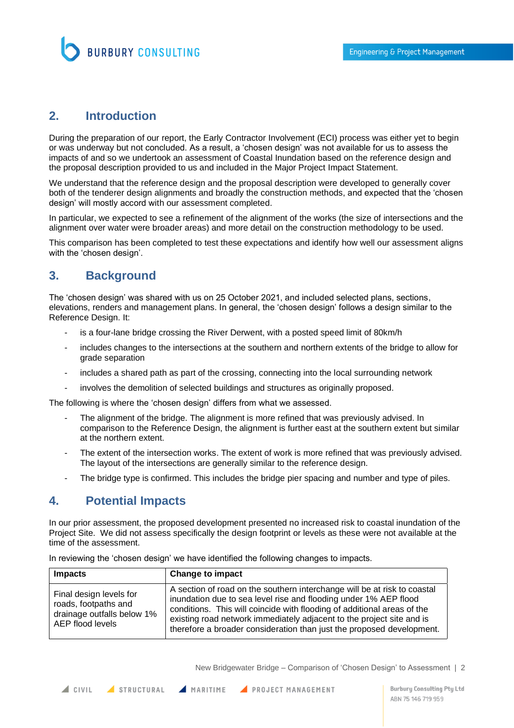## 2. Introduction

During the preparation of our report, the Early Contractor Involvement (ECI) process was either yet to begin or was underway but not concluded. As a result, a 'chosen design' was not available for us to assess the impacts of and so we undertook an assessment of Coastal Inundation based on the reference design and the proposal description provided to us and included in the Major Project Impact Statement.

We understand that the reference design and the proposal description were developed to generally cover both of the tenderer design alignments and broadly the construction methods, and expected that the 'chosen design' will mostly accord with our assessment completed.

In particular, we expected to see a refinement of the alignment of the works (the size of intersections and the alignment over water were broader areas) and more detail on the construction methodology to be used.

This comparison has been completed to test these expectations and identify how well our assessment aligns with the 'chosen design'.

## 3. Background

The 'chosen design' was shared with us on 25 October 2021, and included selected plans, sections, elevations, renders and management plans. In general, the 'chosen design' follows a design similar to the Reference Design. It:

- is a four-lane bridge crossing the River Derwent, with a posted speed limit of 80km/h
- includes changes to the intersections at the southern and northern extents of the bridge to allow for grade separation
- includes a shared path as part of the crossing, connecting into the local surrounding network
- involves the demolition of selected buildings and structures as originally proposed.

The following is where the 'chosen design' differs from what we assessed.

- The alignment of the bridge. The alignment is more refined that was previously advised. In comparison to the Reference Design, the alignment is further east at the southern extent but similar at the northern extent.
- The extent of the intersection works. The extent of work is more refined that was previously advised. The layout of the intersections are generally similar to the reference design.
- The bridge type is confirmed. This includes the bridge pier spacing and number and type of piles.

## 4. Potential Impacts

In our prior assessment, the proposed development presented no increased risk to coastal inundation of the Project Site. We did not assess specifically the design footprint or levels as these were not available at the time of the assessment.

In reviewing the 'chosen design' we have identified the following changes to impacts.

| Impacts | Change to impact |
|---|---|
| Final design levels for roads, footpaths and drainage outfalls below 1% AEP flood levels | A section of road on the southern interchange will be at risk to coastal inundation due to sea level rise and flooding under 1% AEP flood conditions. This will coincide with flooding of additional areas of the existing road network immediately adjacent to the project site and is therefore a broader consideration than just the proposed development. |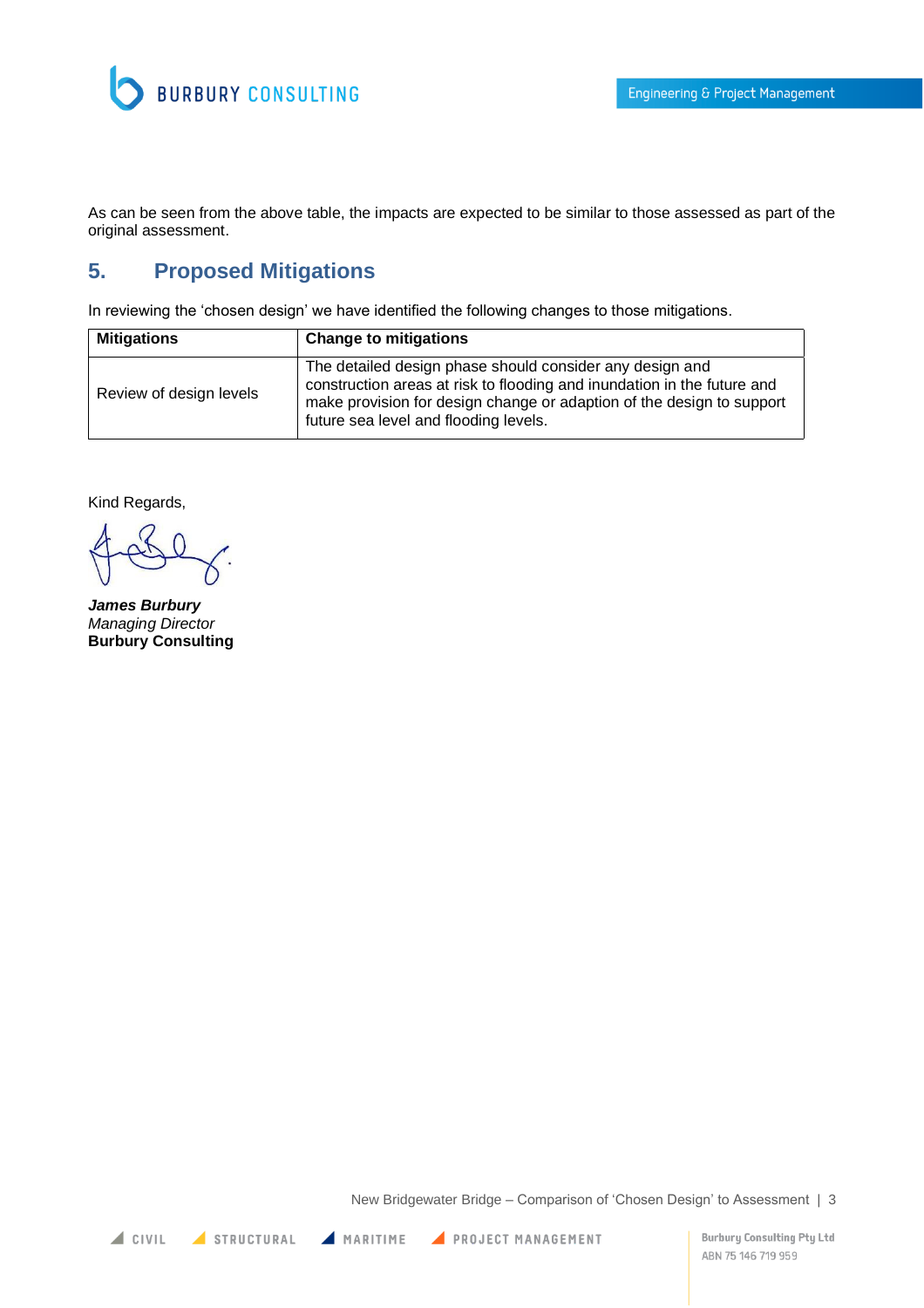As can be seen from the above table, the impacts are expected to be similar to those assessed as part of the original assessment.

## 5. Proposed Mitigations

In reviewing the 'chosen design' we have identified the following changes to those mitigations.

| Mitigations | Change to mitigations |
|---|---|
| Review of design levels | The detailed design phase should consider any design and construction areas at risk to flooding and inundation in the future and make provision for design change or adaption of the design to support future sea level and flooding levels. |

Kind Regards,

***James Burbury***
*Managing Director*
**Burbury Consulting**